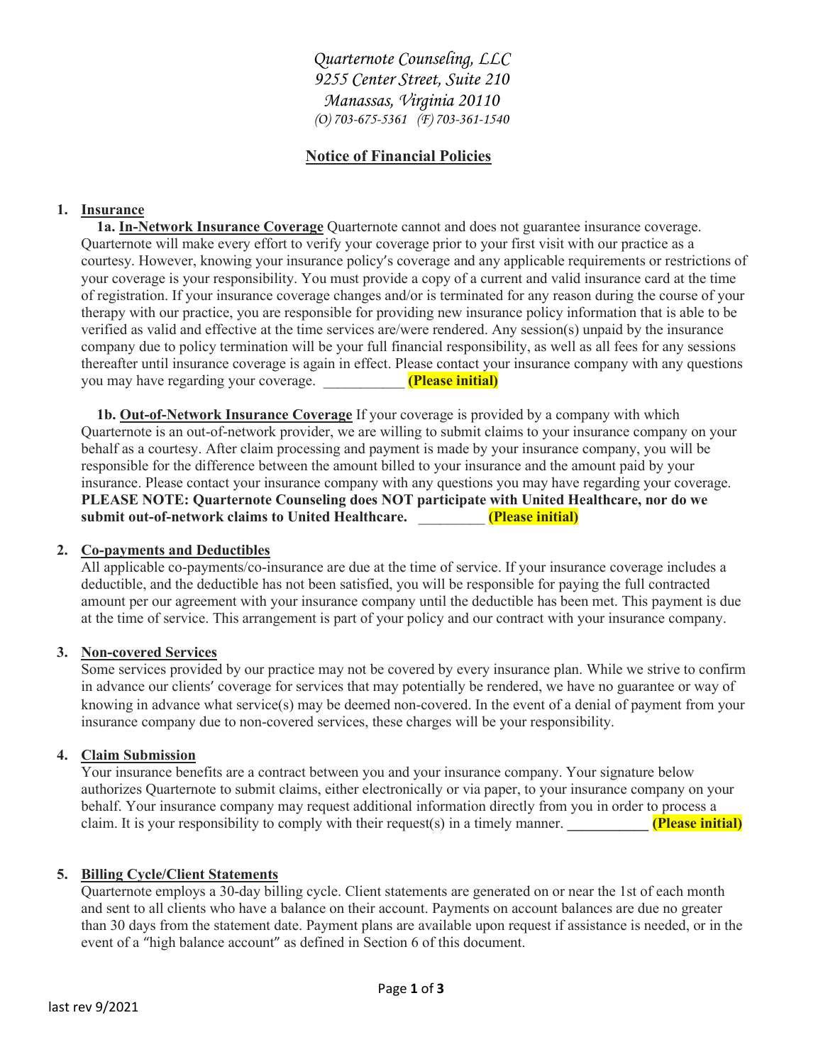*Quarternote Counseling, LLC*
*9255 Center Street, Suite 210*
*Manassas, Virginia 20110*
*(O) 703-675-5361 (F) 703-361-1540*

# Notice of Financial Policies

1. **Insurance**

   **1a. In-Network Insurance Coverage** Quarternote cannot and does not guarantee insurance coverage. Quarternote will make every effort to verify your coverage prior to your first visit with our practice as a courtesy. However, knowing your insurance policy's coverage and any applicable requirements or restrictions of your coverage is your responsibility. You must provide a copy of a current and valid insurance card at the time of registration. If your insurance coverage changes and/or is terminated for any reason during the course of your therapy with our practice, you are responsible for providing new insurance policy information that is able to be verified as valid and effective at the time services are/were rendered. Any session(s) unpaid by the insurance company due to policy termination will be your full financial responsibility, as well as all fees for any sessions thereafter until insurance coverage is again in effect. Please contact your insurance company with any questions you may have regarding your coverage. ___________ **(Please initial)**

   **1b. Out-of-Network Insurance Coverage** If your coverage is provided by a company with which Quarternote is an out-of-network provider, we are willing to submit claims to your insurance company on your behalf as a courtesy. After claim processing and payment is made by your insurance company, you will be responsible for the difference between the amount billed to your insurance and the amount paid by your insurance. Please contact your insurance company with any questions you may have regarding your coverage. **PLEASE NOTE: Quarternote Counseling does NOT participate with United Healthcare, nor do we submit out-of-network claims to United Healthcare.** _________ **(Please initial)**

2. **Co-payments and Deductibles**

   All applicable co-payments/co-insurance are due at the time of service. If your insurance coverage includes a deductible, and the deductible has not been satisfied, you will be responsible for paying the full contracted amount per our agreement with your insurance company until the deductible has been met. This payment is due at the time of service. This arrangement is part of your policy and our contract with your insurance company.

3. **Non-covered Services**

   Some services provided by our practice may not be covered by every insurance plan. While we strive to confirm in advance our clients' coverage for services that may potentially be rendered, we have no guarantee or way of knowing in advance what service(s) may be deemed non-covered. In the event of a denial of payment from your insurance company due to non-covered services, these charges will be your responsibility.

4. **Claim Submission**

   Your insurance benefits are a contract between you and your insurance company. Your signature below authorizes Quarternote to submit claims, either electronically or via paper, to your insurance company on your behalf. Your insurance company may request additional information directly from you in order to process a claim. It is your responsibility to comply with their request(s) in a timely manner. ___________ **(Please initial)**

5. **Billing Cycle/Client Statements**

   Quarternote employs a 30-day billing cycle. Client statements are generated on or near the 1st of each month and sent to all clients who have a balance on their account. Payments on account balances are due no greater than 30 days from the statement date. Payment plans are available upon request if assistance is needed, or in the event of a "high balance account" as defined in Section 6 of this document.

last rev 9/2021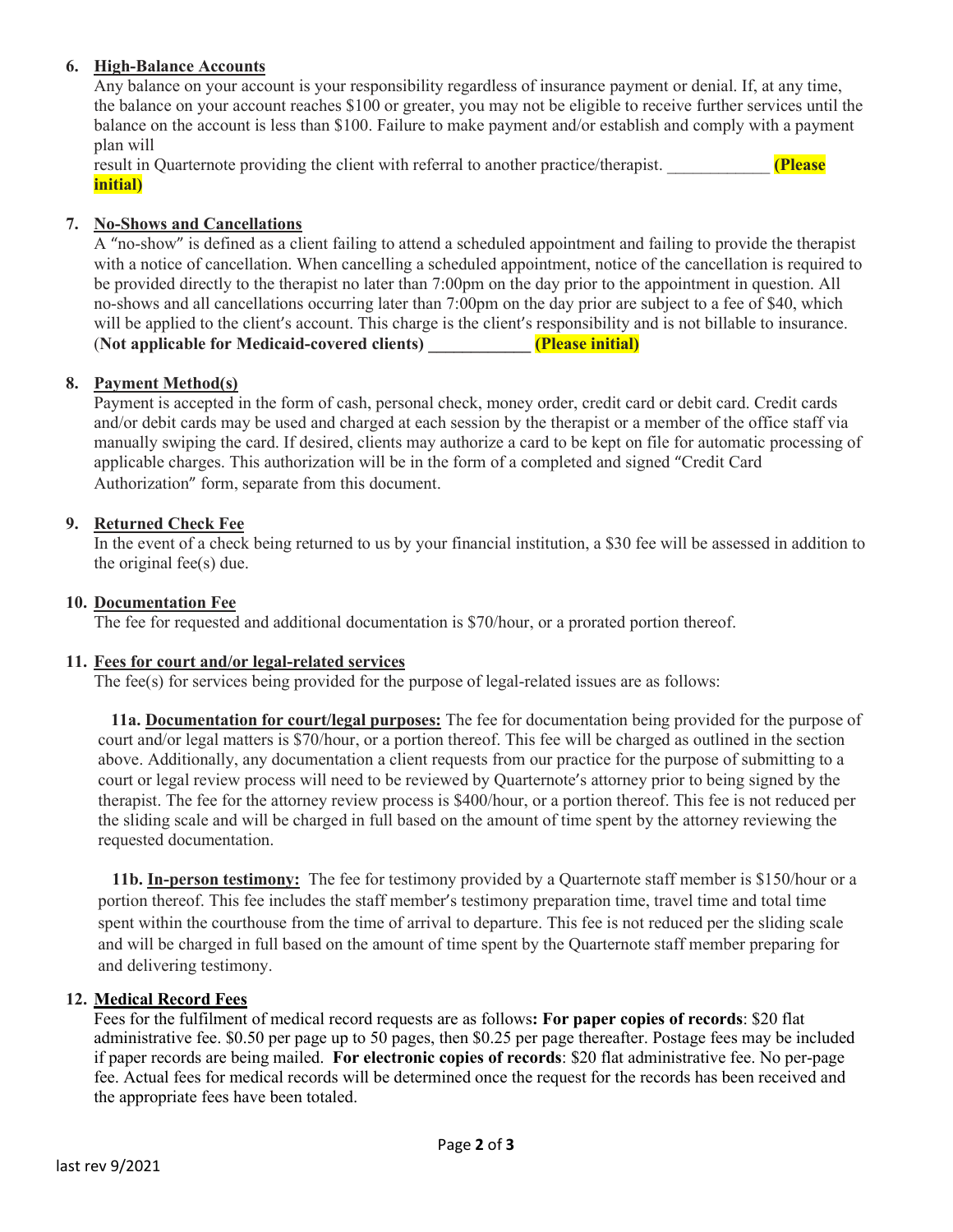6. **High-Balance Accounts**

   Any balance on your account is your responsibility regardless of insurance payment or denial. If, at any time, the balance on your account reaches $100 or greater, you may not be eligible to receive further services until the balance on the account is less than $100. Failure to make payment and/or establish and comply with a payment plan will result in Quarternote providing the client with referral to another practice/therapist. ____________ **(Please initial)**

7. **No-Shows and Cancellations**

   A "no-show" is defined as a client failing to attend a scheduled appointment and failing to provide the therapist with a notice of cancellation. When cancelling a scheduled appointment, notice of the cancellation is required to be provided directly to the therapist no later than 7:00pm on the day prior to the appointment in question. All no-shows and all cancellations occurring later than 7:00pm on the day prior are subject to a fee of $40, which will be applied to the client's account. This charge is the client's responsibility and is not billable to insurance. (**Not applicable for Medicaid-covered clients) ____________ (Please initial)**

8. **Payment Method(s)**

   Payment is accepted in the form of cash, personal check, money order, credit card or debit card. Credit cards and/or debit cards may be used and charged at each session by the therapist or a member of the office staff via manually swiping the card. If desired, clients may authorize a card to be kept on file for automatic processing of applicable charges. This authorization will be in the form of a completed and signed "Credit Card Authorization" form, separate from this document.

9. **Returned Check Fee**

   In the event of a check being returned to us by your financial institution, a $30 fee will be assessed in addition to the original fee(s) due.

10. **Documentation Fee**

    The fee for requested and additional documentation is $70/hour, or a prorated portion thereof.

11. **Fees for court and/or legal-related services**

    The fee(s) for services being provided for the purpose of legal-related issues are as follows:

    **11a. Documentation for court/legal purposes:** The fee for documentation being provided for the purpose of court and/or legal matters is $70/hour, or a portion thereof. This fee will be charged as outlined in the section above. Additionally, any documentation a client requests from our practice for the purpose of submitting to a court or legal review process will need to be reviewed by Quarternote's attorney prior to being signed by the therapist. The fee for the attorney review process is $400/hour, or a portion thereof. This fee is not reduced per the sliding scale and will be charged in full based on the amount of time spent by the attorney reviewing the requested documentation.

    **11b. In-person testimony:** The fee for testimony provided by a Quarternote staff member is $150/hour or a portion thereof. This fee includes the staff member's testimony preparation time, travel time and total time spent within the courthouse from the time of arrival to departure. This fee is not reduced per the sliding scale and will be charged in full based on the amount of time spent by the Quarternote staff member preparing for and delivering testimony.

12. **Medical Record Fees**

    Fees for the fulfilment of medical record requests are as follows**: For paper copies of records**: $20 flat administrative fee. $0.50 per page up to 50 pages, then $0.25 per page thereafter. Postage fees may be included if paper records are being mailed. **For electronic copies of records**: $20 flat administrative fee. No per-page fee. Actual fees for medical records will be determined once the request for the records has been received and the appropriate fees have been totaled.

last rev 9/2021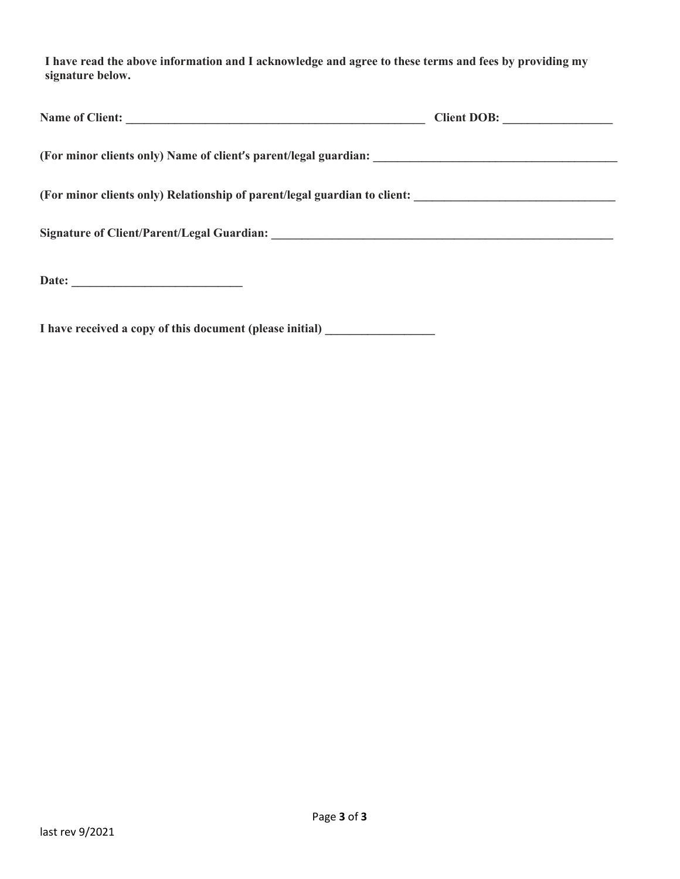**I have read the above information and I acknowledge and agree to these terms and fees by providing my signature below.**

**Name of Client: ____________________________________________________ Client DOB: __________________**

**(For minor clients only) Name of client's parent/legal guardian: ________________________________________**

**(For minor clients only) Relationship of parent/legal guardian to client: _________________________________**

**Signature of Client/Parent/Legal Guardian: ____________________________________________________________**

**Date: ____________________________**

**I have received a copy of this document (please initial) __________________**

last rev 9/2021